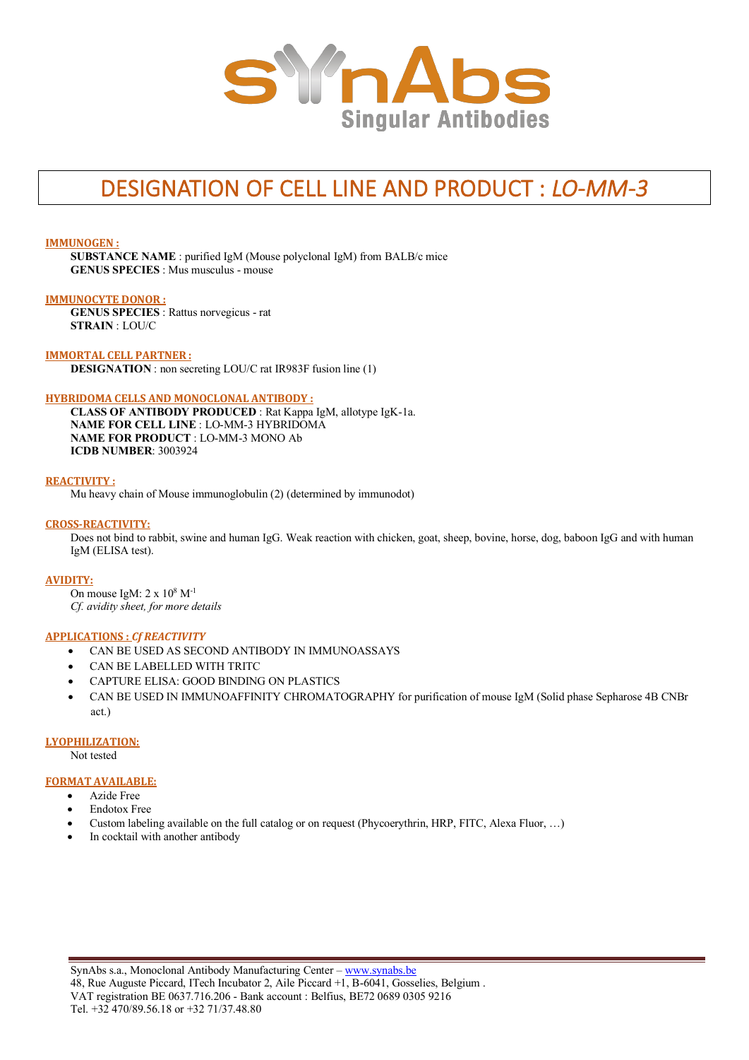SynAbs
Singular Antibodies

# DESIGNATION OF CELL LINE AND PRODUCT : *LO-MM-3*

**IMMUNOGEN :**

**SUBSTANCE NAME** : purified IgM (Mouse polyclonal IgM) from BALB/c mice
**GENUS SPECIES** : Mus musculus - mouse

**IMMUNOCYTE DONOR :**

**GENUS SPECIES** : Rattus norvegicus - rat
**STRAIN** : LOU/C

**IMMORTAL CELL PARTNER :**

**DESIGNATION** : non secreting LOU/C rat IR983F fusion line (1)

**HYBRIDOMA CELLS AND MONOCLONAL ANTIBODY :**

**CLASS OF ANTIBODY PRODUCED** : Rat Kappa IgM, allotype IgK-1a.
**NAME FOR CELL LINE** : LO-MM-3 HYBRIDOMA
**NAME FOR PRODUCT** : LO-MM-3 MONO Ab
**ICDB NUMBER**: 3003924

**REACTIVITY :**

Mu heavy chain of Mouse immunoglobulin (2) (determined by immunodot)

**CROSS-REACTIVITY:**

Does not bind to rabbit, swine and human IgG. Weak reaction with chicken, goat, sheep, bovine, horse, dog, baboon IgG and with human IgM (ELISA test).

**AVIDITY:**

On mouse IgM: $2 \times 10^8 \ M^{-1}$
*Cf. avidity sheet, for more details*

**APPLICATIONS : *Cf REACTIVITY***

- CAN BE USED AS SECOND ANTIBODY IN IMMUNOASSAYS
- CAN BE LABELLED WITH TRITC
- CAPTURE ELISA: GOOD BINDING ON PLASTICS
- CAN BE USED IN IMMUNOAFFINITY CHROMATOGRAPHY for purification of mouse IgM (Solid phase Sepharose 4B CNBr act.)

**LYOPHILIZATION:**

Not tested

**FORMAT AVAILABLE:**

- Azide Free
- Endotox Free
- Custom labeling available on the full catalog or on request (Phycoerythrin, HRP, FITC, Alexa Fluor, …)
- In cocktail with another antibody

SynAbs s.a., Monoclonal Antibody Manufacturing Center – www.synabs.be
48, Rue Auguste Piccard, ITech Incubator 2, Aile Piccard +1, B-6041, Gosselies, Belgium .
VAT registration BE 0637.716.206 - Bank account : Belfius, BE72 0689 0305 9216
Tel. +32 470/89.56.18 or +32 71/37.48.80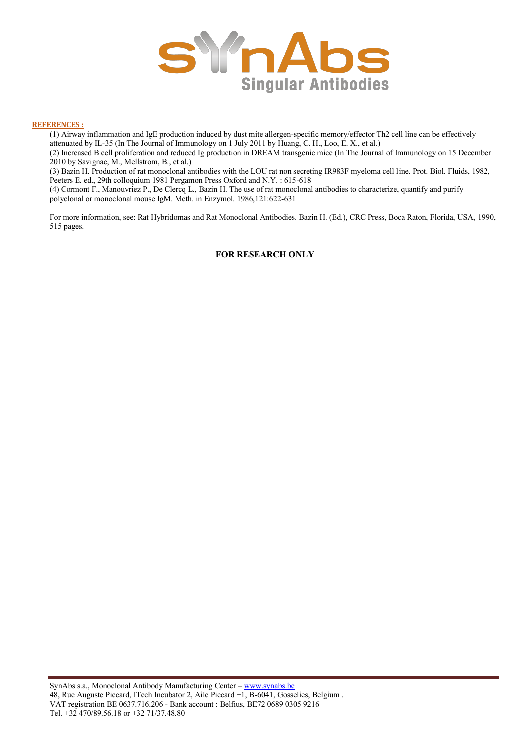**REFERENCES :**

(1) Airway inflammation and IgE production induced by dust mite allergen-specific memory/effector Th2 cell line can be effectively attenuated by IL-35 (In The Journal of Immunology on 1 July 2011 by Huang, C. H., Loo, E. X., et al.)

(2) Increased B cell proliferation and reduced Ig production in DREAM transgenic mice (In The Journal of Immunology on 15 December 2010 by Savignac, M., Mellstrom, B., et al.)

(3) Bazin H. Production of rat monoclonal antibodies with the LOU rat non secreting IR983F myeloma cell line. Prot. Biol. Fluids, 1982, Peeters E. ed., 29th colloquium 1981 Pergamon Press Oxford and N.Y. : 615-618

(4) Cormont F., Manouvriez P., De Clercq L., Bazin H. The use of rat monoclonal antibodies to characterize, quantify and purify polyclonal or monoclonal mouse IgM. Meth. in Enzymol. 1986,121:622-631

For more information, see: Rat Hybridomas and Rat Monoclonal Antibodies. Bazin H. (Ed.), CRC Press, Boca Raton, Florida, USA, 1990, 515 pages.

**FOR RESEARCH ONLY**